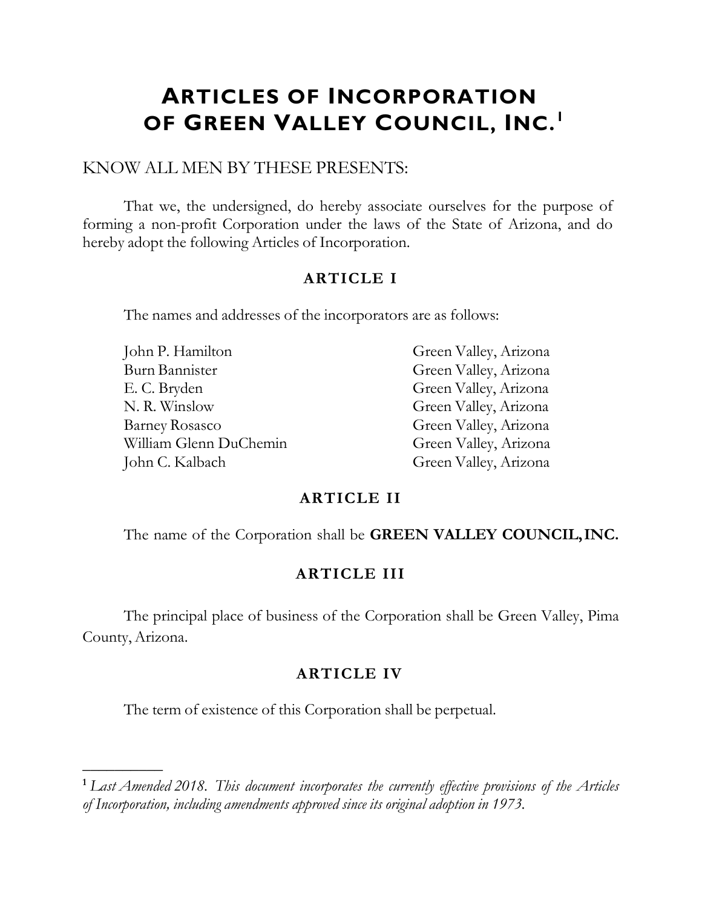# Articles of Incorporation of Green Valley Council, Inc.[1]

KNOW ALL MEN BY THESE PRESENTS:

That we, the undersigned, do hereby associate ourselves for the purpose of forming a non-profit Corporation under the laws of the State of Arizona, and do hereby adopt the following Articles of Incorporation.

## ARTICLE I

The names and addresses of the incorporators are as follows:

| | |
|---|---|
| John P. Hamilton | Green Valley, Arizona |
| Burn Bannister | Green Valley, Arizona |
| E. C. Bryden | Green Valley, Arizona |
| N. R. Winslow | Green Valley, Arizona |
| Barney Rosasco | Green Valley, Arizona |
| William Glenn DuChemin | Green Valley, Arizona |
| John C. Kalbach | Green Valley, Arizona |

## ARTICLE II

The name of the Corporation shall be **GREEN VALLEY COUNCIL, INC.**

## ARTICLE III

The principal place of business of the Corporation shall be Green Valley, Pima County, Arizona.

## ARTICLE IV

The term of existence of this Corporation shall be perpetual.

---

[1] *Last Amended 2018. This document incorporates the currently effective provisions of the Articles of Incorporation, including amendments approved since its original adoption in 1973.*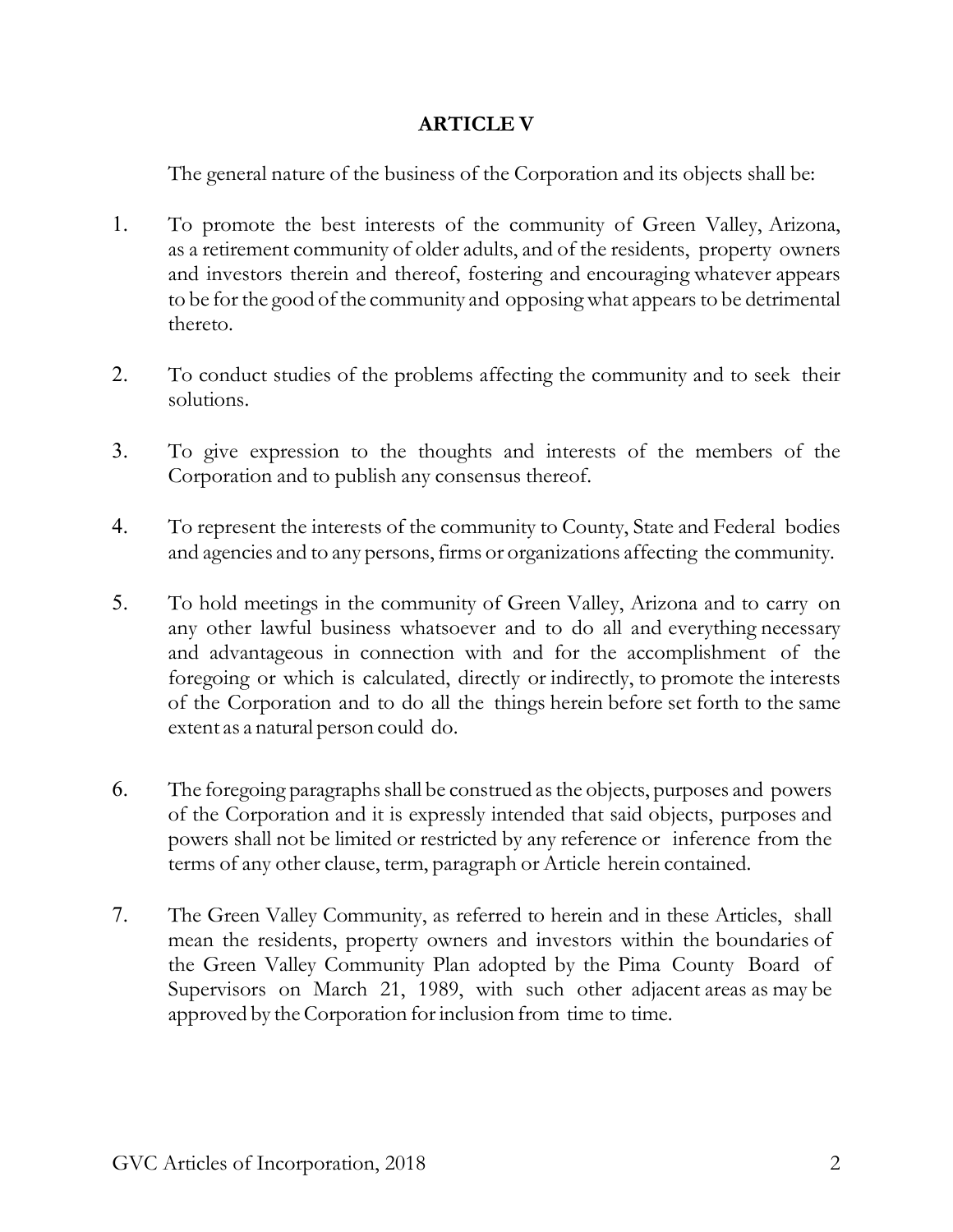## ARTICLE V

The general nature of the business of the Corporation and its objects shall be:

1. To promote the best interests of the community of Green Valley, Arizona, as a retirement community of older adults, and of the residents, property owners and investors therein and thereof, fostering and encouraging whatever appears to be for the good of the community and opposing what appears to be detrimental thereto.

2. To conduct studies of the problems affecting the community and to seek their solutions.

3. To give expression to the thoughts and interests of the members of the Corporation and to publish any consensus thereof.

4. To represent the interests of the community to County, State and Federal bodies and agencies and to any persons, firms or organizations affecting the community.

5. To hold meetings in the community of Green Valley, Arizona and to carry on any other lawful business whatsoever and to do all and everything necessary and advantageous in connection with and for the accomplishment of the foregoing or which is calculated, directly or indirectly, to promote the interests of the Corporation and to do all the things herein before set forth to the same extent as a natural person could do.

6. The foregoing paragraphs shall be construed as the objects, purposes and powers of the Corporation and it is expressly intended that said objects, purposes and powers shall not be limited or restricted by any reference or inference from the terms of any other clause, term, paragraph or Article herein contained.

7. The Green Valley Community, as referred to herein and in these Articles, shall mean the residents, property owners and investors within the boundaries of the Green Valley Community Plan adopted by the Pima County Board of Supervisors on March 21, 1989, with such other adjacent areas as may be approved by the Corporation for inclusion from time to time.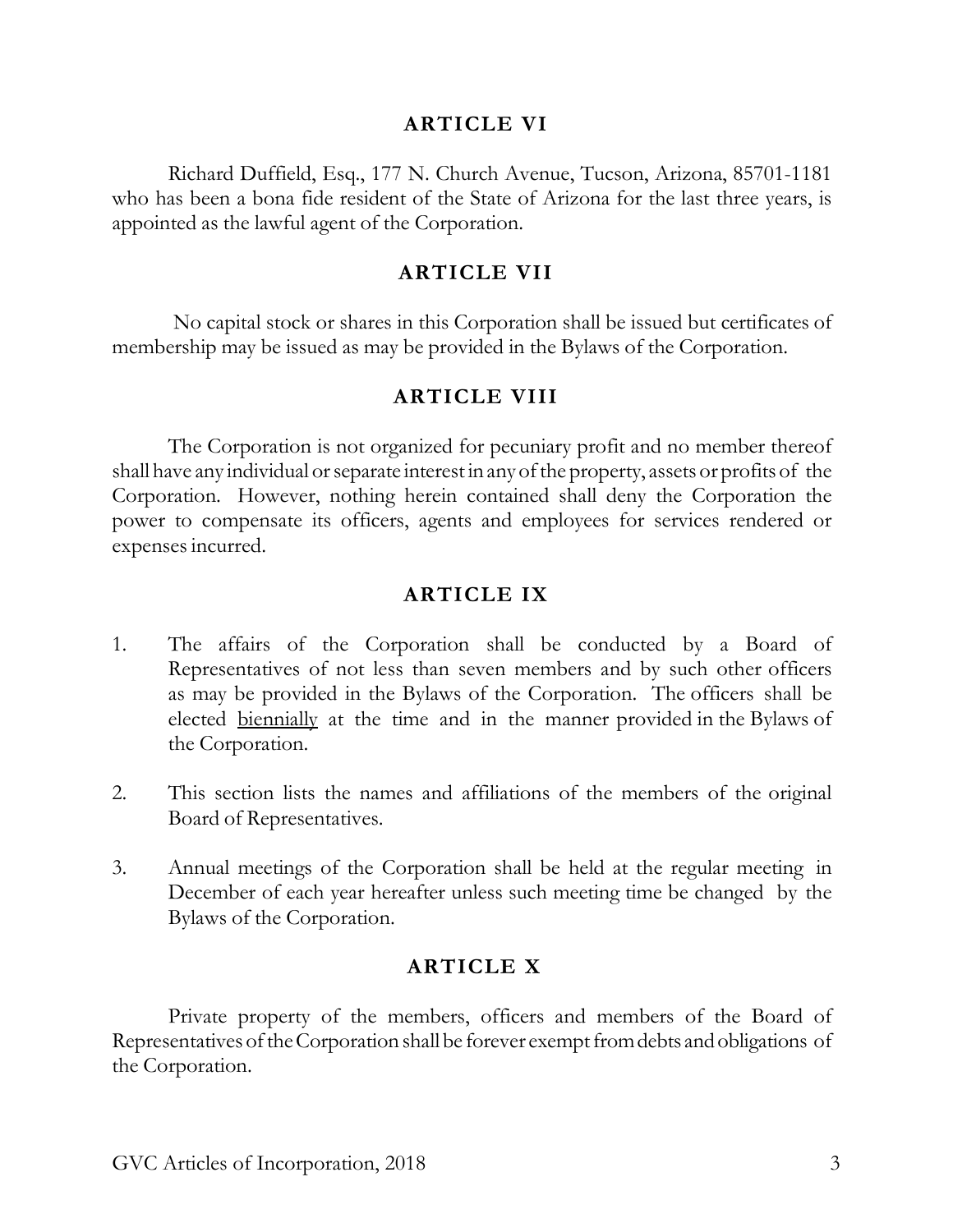## ARTICLE VI

Richard Duffield, Esq., 177 N. Church Avenue, Tucson, Arizona, 85701-1181 who has been a bona fide resident of the State of Arizona for the last three years, is appointed as the lawful agent of the Corporation.

## ARTICLE VII

No capital stock or shares in this Corporation shall be issued but certificates of membership may be issued as may be provided in the Bylaws of the Corporation.

## ARTICLE VIII

The Corporation is not organized for pecuniary profit and no member thereof shall have any individual or separate interest in any of the property, assets or profits of the Corporation. However, nothing herein contained shall deny the Corporation the power to compensate its officers, agents and employees for services rendered or expenses incurred.

## ARTICLE IX

1. The affairs of the Corporation shall be conducted by a Board of Representatives of not less than seven members and by such other officers as may be provided in the Bylaws of the Corporation. The officers shall be elected <u>biennially</u> at the time and in the manner provided in the Bylaws of the Corporation.

2. This section lists the names and affiliations of the members of the original Board of Representatives.

3. Annual meetings of the Corporation shall be held at the regular meeting in December of each year hereafter unless such meeting time be changed by the Bylaws of the Corporation.

## ARTICLE X

Private property of the members, officers and members of the Board of Representatives of the Corporation shall be forever exempt from debts and obligations of the Corporation.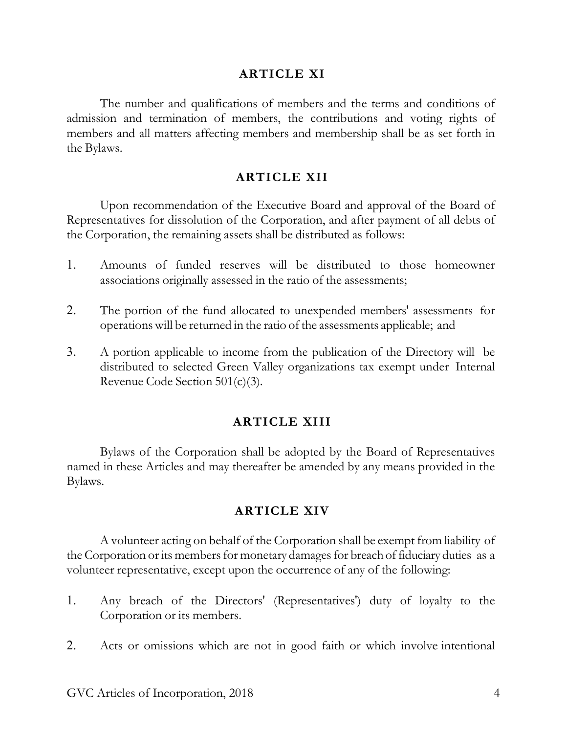## ARTICLE XI

The number and qualifications of members and the terms and conditions of admission and termination of members, the contributions and voting rights of members and all matters affecting members and membership shall be as set forth in the Bylaws.

## ARTICLE XII

Upon recommendation of the Executive Board and approval of the Board of Representatives for dissolution of the Corporation, and after payment of all debts of the Corporation, the remaining assets shall be distributed as follows:

1. Amounts of funded reserves will be distributed to those homeowner associations originally assessed in the ratio of the assessments;

2. The portion of the fund allocated to unexpended members' assessments for operations will be returned in the ratio of the assessments applicable; and

3. A portion applicable to income from the publication of the Directory will be distributed to selected Green Valley organizations tax exempt under Internal Revenue Code Section 501(c)(3).

## ARTICLE XIII

Bylaws of the Corporation shall be adopted by the Board of Representatives named in these Articles and may thereafter be amended by any means provided in the Bylaws.

## ARTICLE XIV

A volunteer acting on behalf of the Corporation shall be exempt from liability of the Corporation or its members for monetary damages for breach of fiduciary duties as a volunteer representative, except upon the occurrence of any of the following:

1. Any breach of the Directors' (Representatives') duty of loyalty to the Corporation or its members.

2. Acts or omissions which are not in good faith or which involve intentional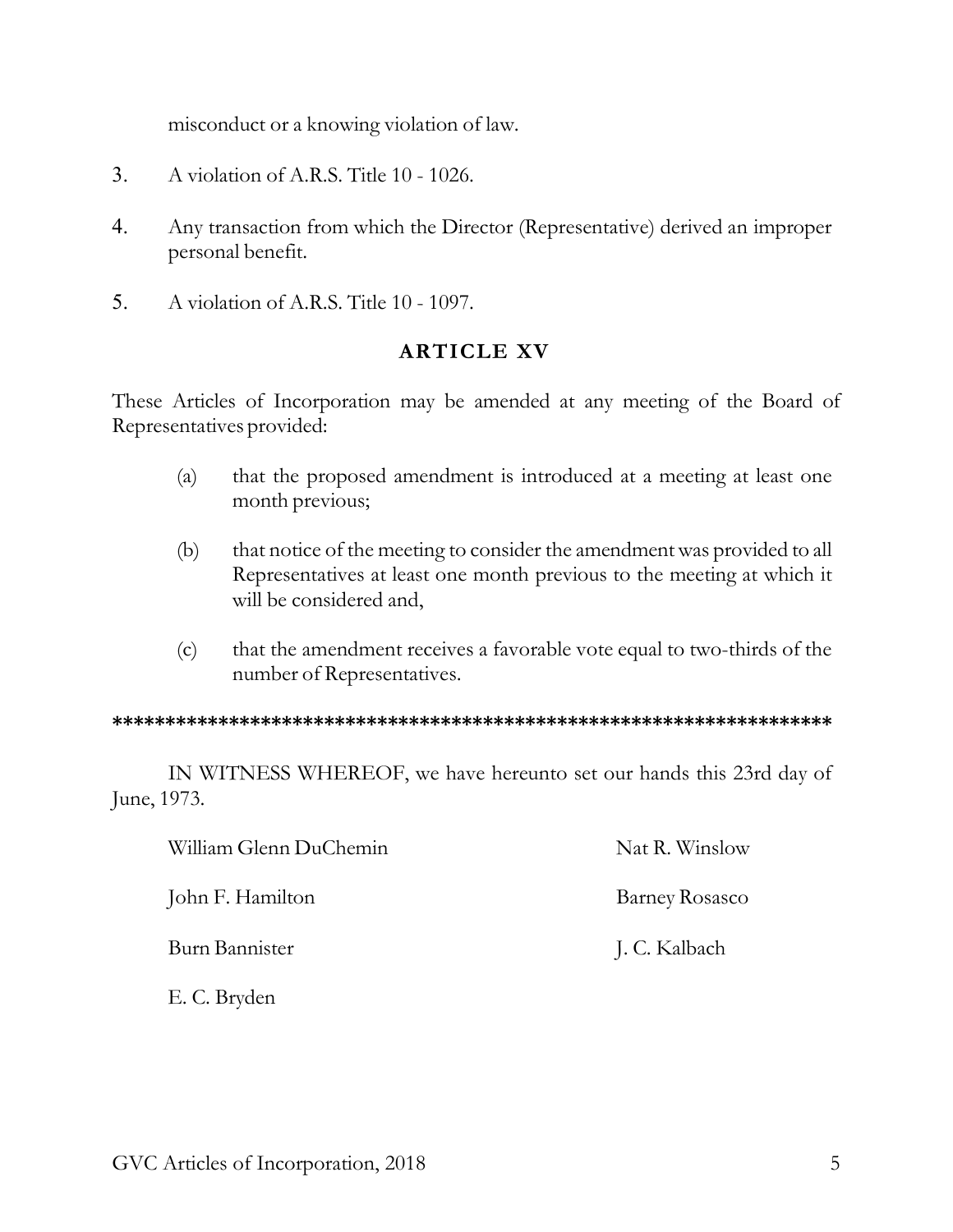misconduct or a knowing violation of law.

3. A violation of A.R.S. Title 10 - 1026.

4. Any transaction from which the Director (Representative) derived an improper personal benefit.

5. A violation of A.R.S. Title 10 - 1097.

## ARTICLE XV

These Articles of Incorporation may be amended at any meeting of the Board of Representatives provided:

(a) that the proposed amendment is introduced at a meeting at least one month previous;

(b) that notice of the meeting to consider the amendment was provided to all Representatives at least one month previous to the meeting at which it will be considered and,

(c) that the amendment receives a favorable vote equal to two-thirds of the number of Representatives.

*******************************************************************

IN WITNESS WHEREOF, we have hereunto set our hands this 23rd day of June, 1973.

William Glenn DuChemin

Nat R. Winslow

John F. Hamilton

Barney Rosasco

Burn Bannister

J. C. Kalbach

E. C. Bryden